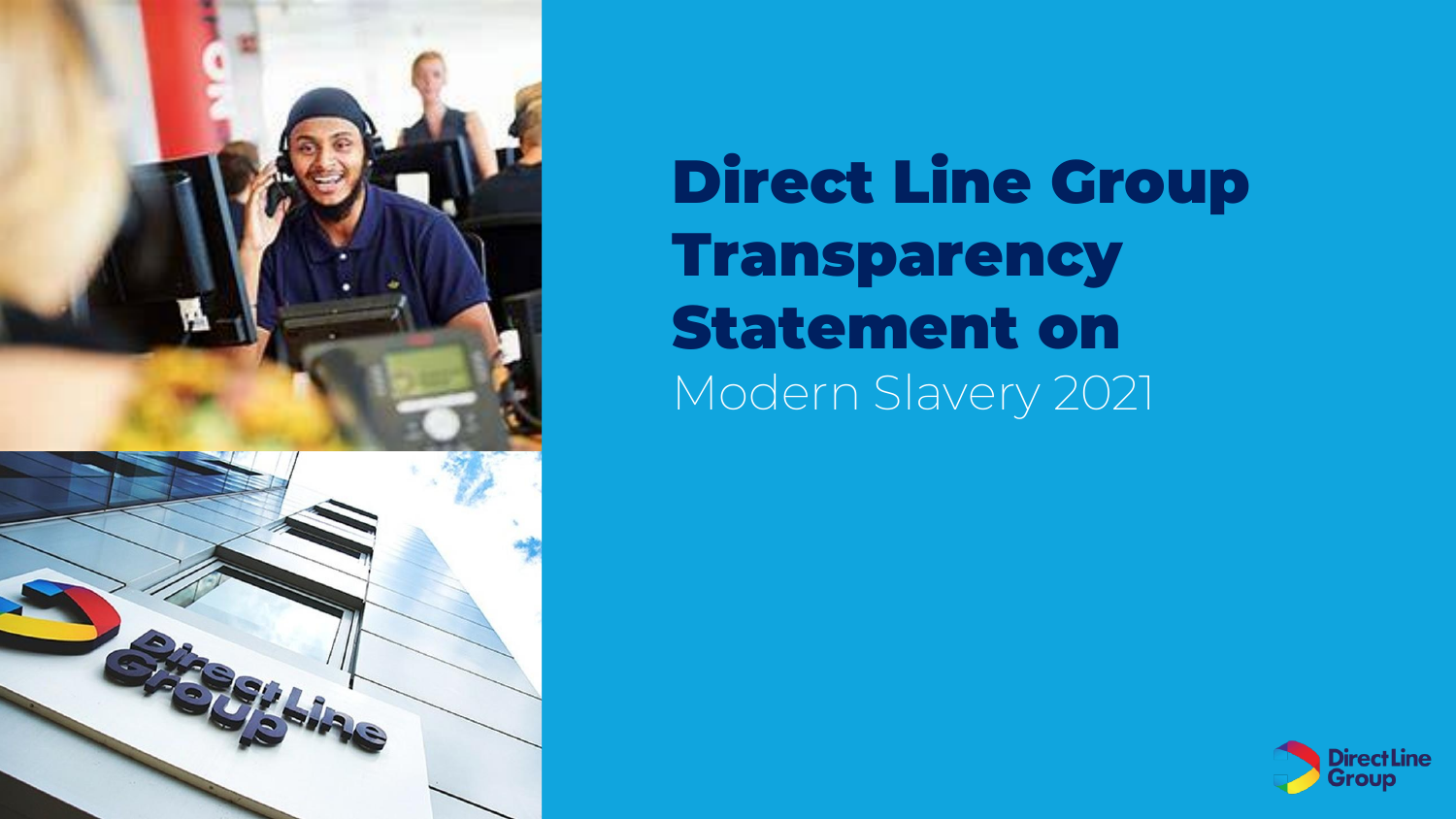# Direct Line Group Transparency Statement on Modern Slavery 2021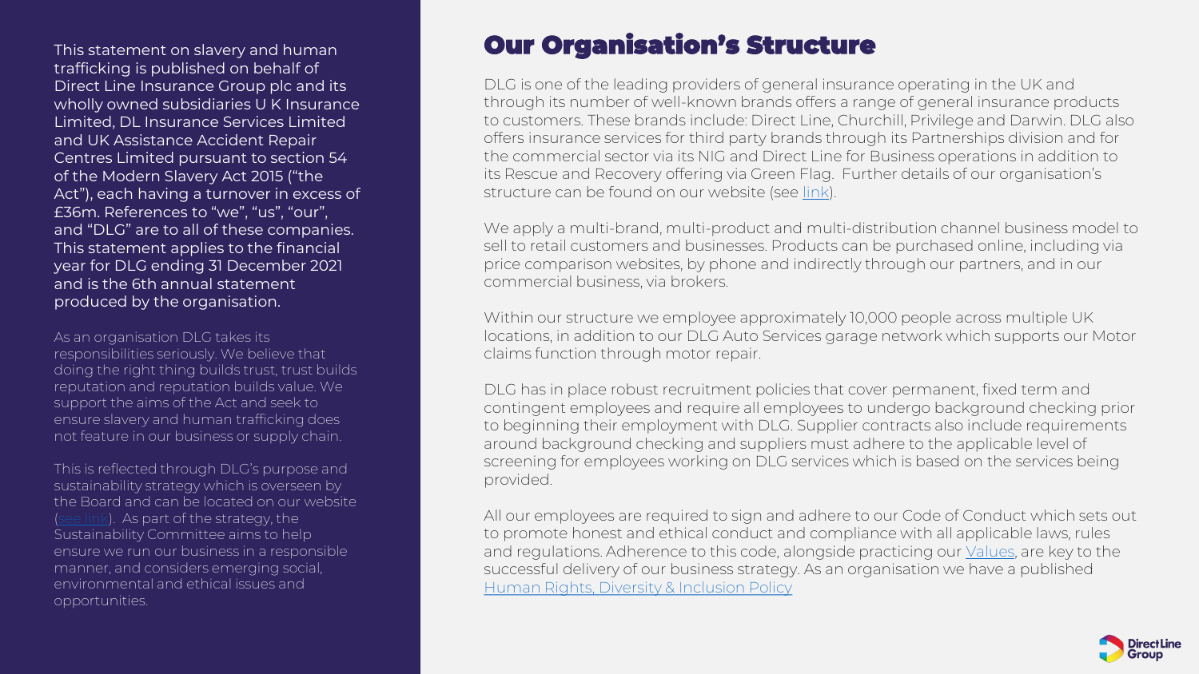This statement on slavery and human trafficking is published on behalf of Direct Line Insurance Group plc and its wholly owned subsidiaries U K Insurance Limited, DL Insurance Services Limited and UK Assistance Accident Repair Centres Limited pursuant to section 54 of the Modern Slavery Act 2015 ("the Act"), each having a turnover in excess of £36m. References to "we", "us", "our", and "DLG" are to all of these companies. This statement applies to the financial year for DLG ending 31 December 2021 and is the 6th annual statement produced by the organisation.

As an organisation DLG takes its responsibilities seriously. We believe that doing the right thing builds trust, trust builds reputation and reputation builds value. We support the aims of the Act and seek to ensure slavery and human trafficking does not feature in our business or supply chain.

This is reflected through DLG's purpose and sustainability strategy which is overseen by the Board and can be located on our website (see link). As part of the strategy, the Sustainability Committee aims to help ensure we run our business in a responsible manner, and considers emerging social, environmental and ethical issues and opportunities.

# Our Organisation's Structure

DLG is one of the leading providers of general insurance operating in the UK and through its number of well-known brands offers a range of general insurance products to customers. These brands include: Direct Line, Churchill, Privilege and Darwin. DLG also offers insurance services for third party brands through its Partnerships division and for the commercial sector via its NIG and Direct Line for Business operations in addition to its Rescue and Recovery offering via Green Flag. Further details of our organisation's structure can be found on our website (see link).

We apply a multi-brand, multi-product and multi-distribution channel business model to sell to retail customers and businesses. Products can be purchased online, including via price comparison websites, by phone and indirectly through our partners, and in our commercial business, via brokers.

Within our structure we employee approximately 10,000 people across multiple UK locations, in addition to our DLG Auto Services garage network which supports our Motor claims function through motor repair.

DLG has in place robust recruitment policies that cover permanent, fixed term and contingent employees and require all employees to undergo background checking prior to beginning their employment with DLG. Supplier contracts also include requirements around background checking and suppliers must adhere to the applicable level of screening for employees working on DLG services which is based on the services being provided.

All our employees are required to sign and adhere to our Code of Conduct which sets out to promote honest and ethical conduct and compliance with all applicable laws, rules and regulations. Adherence to this code, alongside practicing our Values, are key to the successful delivery of our business strategy. As an organisation we have a published Human Rights, Diversity & Inclusion Policy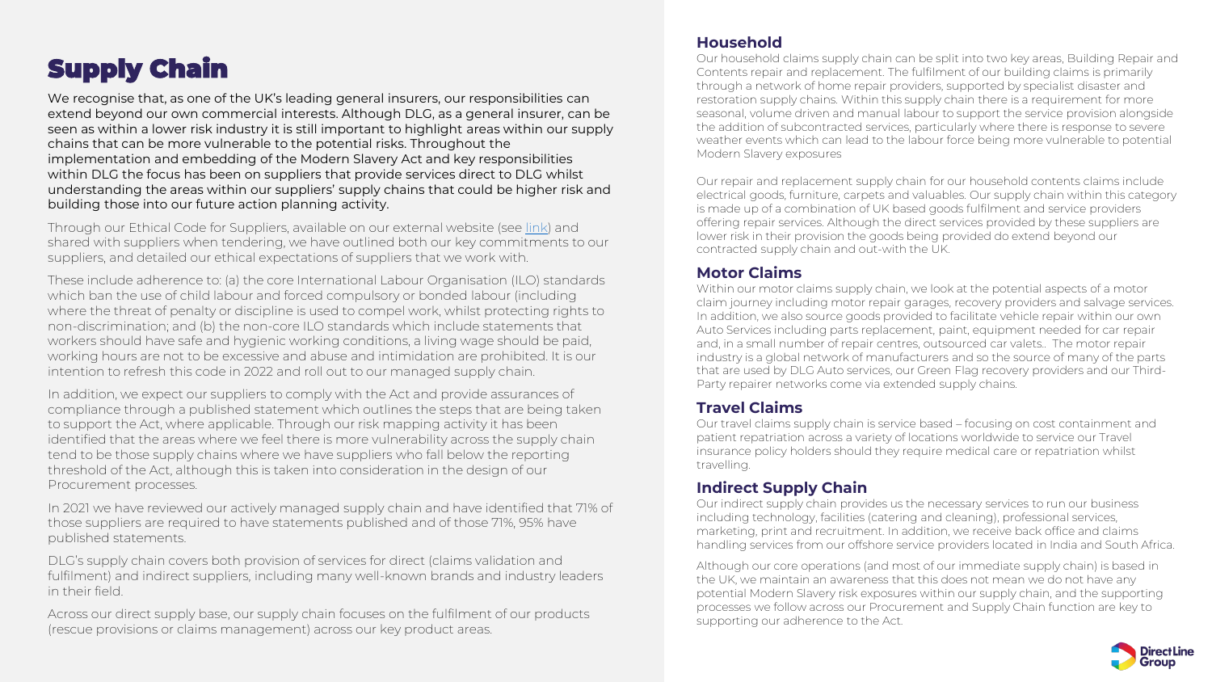# Supply Chain

We recognise that, as one of the UK's leading general insurers, our responsibilities can extend beyond our own commercial interests. Although DLG, as a general insurer, can be seen as within a lower risk industry it is still important to highlight areas within our supply chains that can be more vulnerable to the potential risks. Throughout the implementation and embedding of the Modern Slavery Act and key responsibilities within DLG the focus has been on suppliers that provide services direct to DLG whilst understanding the areas within our suppliers' supply chains that could be higher risk and building those into our future action planning activity.

Through our Ethical Code for Suppliers, available on our external website (see link) and shared with suppliers when tendering, we have outlined both our key commitments to our suppliers, and detailed our ethical expectations of suppliers that we work with.

These include adherence to: (a) the core International Labour Organisation (ILO) standards which ban the use of child labour and forced compulsory or bonded labour (including where the threat of penalty or discipline is used to compel work, whilst protecting rights to non-discrimination; and (b) the non-core ILO standards which include statements that workers should have safe and hygienic working conditions, a living wage should be paid, working hours are not to be excessive and abuse and intimidation are prohibited. It is our intention to refresh this code in 2022 and roll out to our managed supply chain.

In addition, we expect our suppliers to comply with the Act and provide assurances of compliance through a published statement which outlines the steps that are being taken to support the Act, where applicable. Through our risk mapping activity it has been identified that the areas where we feel there is more vulnerability across the supply chain tend to be those supply chains where we have suppliers who fall below the reporting threshold of the Act, although this is taken into consideration in the design of our Procurement processes.

In 2021 we have reviewed our actively managed supply chain and have identified that 71% of those suppliers are required to have statements published and of those 71%, 95% have published statements.

DLG's supply chain covers both provision of services for direct (claims validation and fulfilment) and indirect suppliers, including many well-known brands and industry leaders in their field.

Across our direct supply base, our supply chain focuses on the fulfilment of our products (rescue provisions or claims management) across our key product areas.

### Household

Our household claims supply chain can be split into two key areas, Building Repair and Contents repair and replacement. The fulfilment of our building claims is primarily through a network of home repair providers, supported by specialist disaster and restoration supply chains. Within this supply chain there is a requirement for more seasonal, volume driven and manual labour to support the service provision alongside the addition of subcontracted services, particularly where there is response to severe weather events which can lead to the labour force being more vulnerable to potential Modern Slavery exposures

Our repair and replacement supply chain for our household contents claims include electrical goods, furniture, carpets and valuables. Our supply chain within this category is made up of a combination of UK based goods fulfilment and service providers offering repair services. Although the direct services provided by these suppliers are lower risk in their provision the goods being provided do extend beyond our contracted supply chain and out-with the UK.

### Motor Claims

Within our motor claims supply chain, we look at the potential aspects of a motor claim journey including motor repair garages, recovery providers and salvage services. In addition, we also source goods provided to facilitate vehicle repair within our own Auto Services including parts replacement, paint, equipment needed for car repair and, in a small number of repair centres, outsourced car valets.. The motor repair industry is a global network of manufacturers and so the source of many of the parts that are used by DLG Auto services, our Green Flag recovery providers and our Third-Party repairer networks come via extended supply chains.

### Travel Claims

Our travel claims supply chain is service based – focusing on cost containment and patient repatriation across a variety of locations worldwide to service our Travel insurance policy holders should they require medical care or repatriation whilst travelling.

### Indirect Supply Chain

Our indirect supply chain provides us the necessary services to run our business including technology, facilities (catering and cleaning), professional services, marketing, print and recruitment. In addition, we receive back office and claims handling services from our offshore service providers located in India and South Africa.

Although our core operations (and most of our immediate supply chain) is based in the UK, we maintain an awareness that this does not mean we do not have any potential Modern Slavery risk exposures within our supply chain, and the supporting processes we follow across our Procurement and Supply Chain function are key to supporting our adherence to the Act.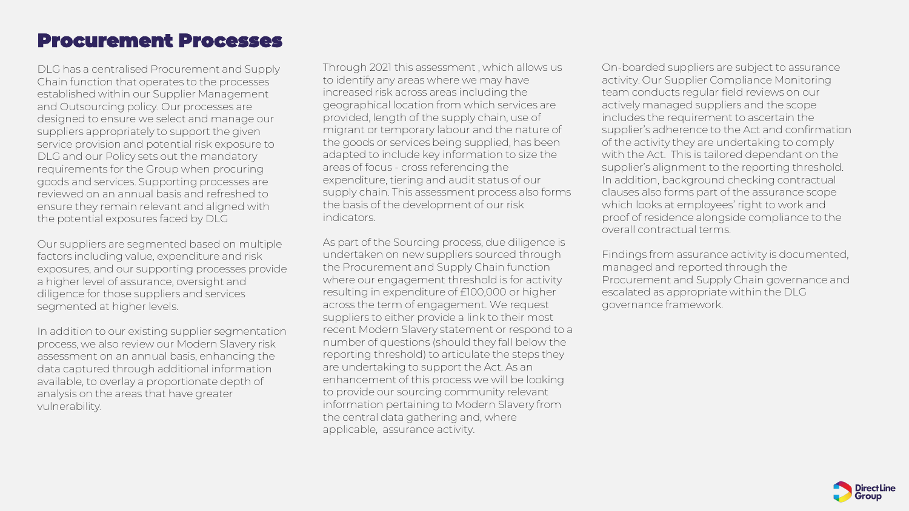# Procurement Processes

DLG has a centralised Procurement and Supply Chain function that operates to the processes established within our Supplier Management and Outsourcing policy. Our processes are designed to ensure we select and manage our suppliers appropriately to support the given service provision and potential risk exposure to DLG and our Policy sets out the mandatory requirements for the Group when procuring goods and services. Supporting processes are reviewed on an annual basis and refreshed to ensure they remain relevant and aligned with the potential exposures faced by DLG

Our suppliers are segmented based on multiple factors including value, expenditure and risk exposures, and our supporting processes provide a higher level of assurance, oversight and diligence for those suppliers and services segmented at higher levels.

In addition to our existing supplier segmentation process, we also review our Modern Slavery risk assessment on an annual basis, enhancing the data captured through additional information available, to overlay a proportionate depth of analysis on the areas that have greater vulnerability.

Through 2021 this assessment , which allows us to identify any areas where we may have increased risk across areas including the geographical location from which services are provided, length of the supply chain, use of migrant or temporary labour and the nature of the goods or services being supplied, has been adapted to include key information to size the areas of focus - cross referencing the expenditure, tiering and audit status of our supply chain. This assessment process also forms the basis of the development of our risk indicators.

As part of the Sourcing process, due diligence is undertaken on new suppliers sourced through the Procurement and Supply Chain function where our engagement threshold is for activity resulting in expenditure of £100,000 or higher across the term of engagement. We request suppliers to either provide a link to their most recent Modern Slavery statement or respond to a number of questions (should they fall below the reporting threshold) to articulate the steps they are undertaking to support the Act. As an enhancement of this process we will be looking to provide our sourcing community relevant information pertaining to Modern Slavery from the central data gathering and, where applicable, assurance activity.

On-boarded suppliers are subject to assurance activity. Our Supplier Compliance Monitoring team conducts regular field reviews on our actively managed suppliers and the scope includes the requirement to ascertain the supplier's adherence to the Act and confirmation of the activity they are undertaking to comply with the Act. This is tailored dependant on the supplier's alignment to the reporting threshold. In addition, background checking contractual clauses also forms part of the assurance scope which looks at employees' right to work and proof of residence alongside compliance to the overall contractual terms.

Findings from assurance activity is documented, managed and reported through the Procurement and Supply Chain governance and escalated as appropriate within the DLG governance framework.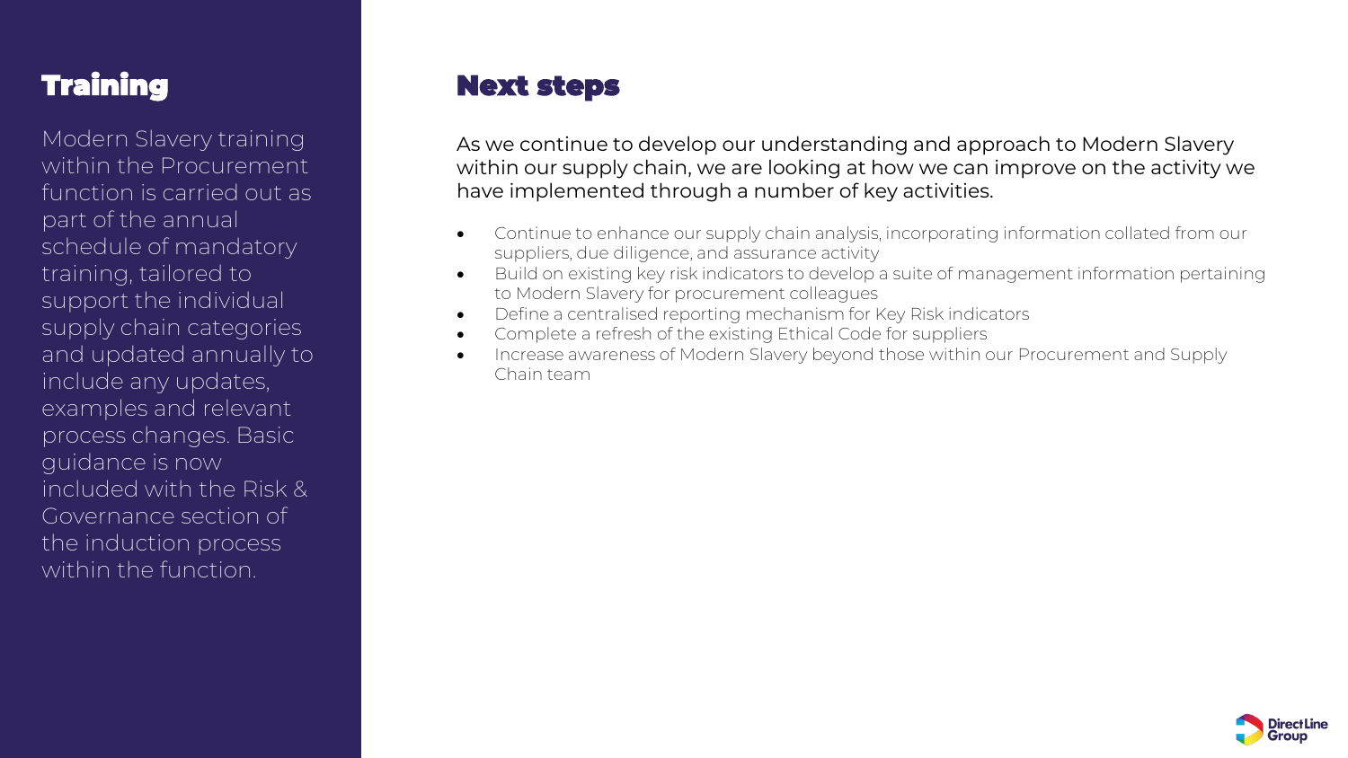## Training

Modern Slavery training within the Procurement function is carried out as part of the annual schedule of mandatory training, tailored to support the individual supply chain categories and updated annually to include any updates, examples and relevant process changes. Basic guidance is now included with the Risk & Governance section of the induction process within the function.

## Next steps

As we continue to develop our understanding and approach to Modern Slavery within our supply chain, we are looking at how we can improve on the activity we have implemented through a number of key activities.

- Continue to enhance our supply chain analysis, incorporating information collated from our suppliers, due diligence, and assurance activity
- Build on existing key risk indicators to develop a suite of management information pertaining to Modern Slavery for procurement colleagues
- Define a centralised reporting mechanism for Key Risk indicators
- Complete a refresh of the existing Ethical Code for suppliers
- Increase awareness of Modern Slavery beyond those within our Procurement and Supply Chain team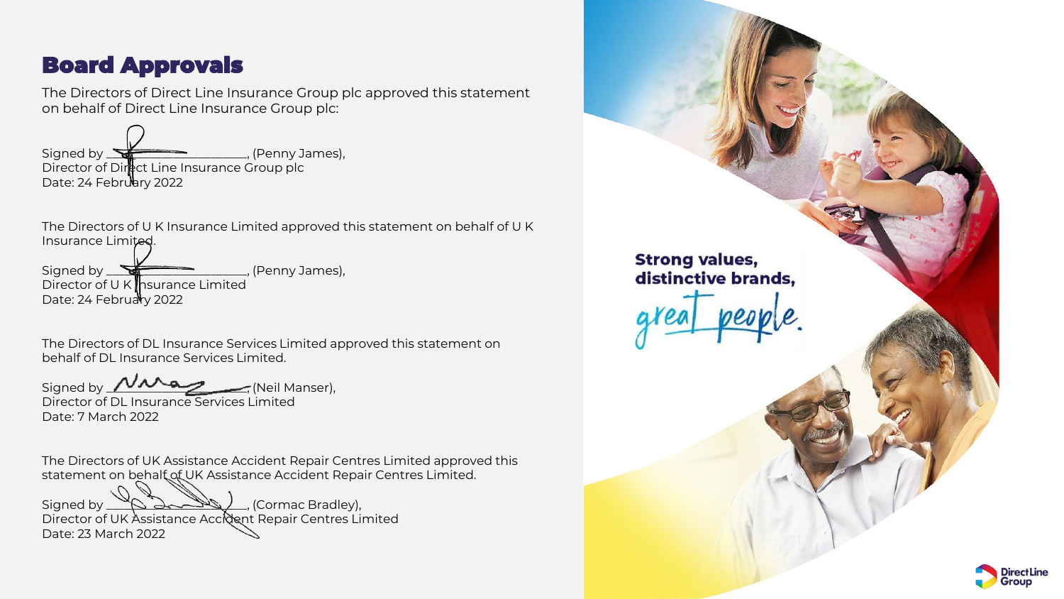# Board Approvals

The Directors of Direct Line Insurance Group plc approved this statement on behalf of Direct Line Insurance Group plc:

Signed by ____________________, (Penny James),
Director of Direct Line Insurance Group plc
Date: 24 February 2022

The Directors of U K Insurance Limited approved this statement on behalf of U K Insurance Limited.

Signed by ____________________, (Penny James),
Director of U K Insurance Limited
Date: 24 February 2022

The Directors of DL Insurance Services Limited approved this statement on behalf of DL Insurance Services Limited.

Signed by ____________________, (Neil Manser),
Director of DL Insurance Services Limited
Date: 7 March 2022

The Directors of UK Assistance Accident Repair Centres Limited approved this statement on behalf of UK Assistance Accident Repair Centres Limited.

Signed by ____________________, (Cormac Bradley),
Director of UK Assistance Accident Repair Centres Limited
Date: 23 March 2022

Strong values,
distinctive brands,
great people.